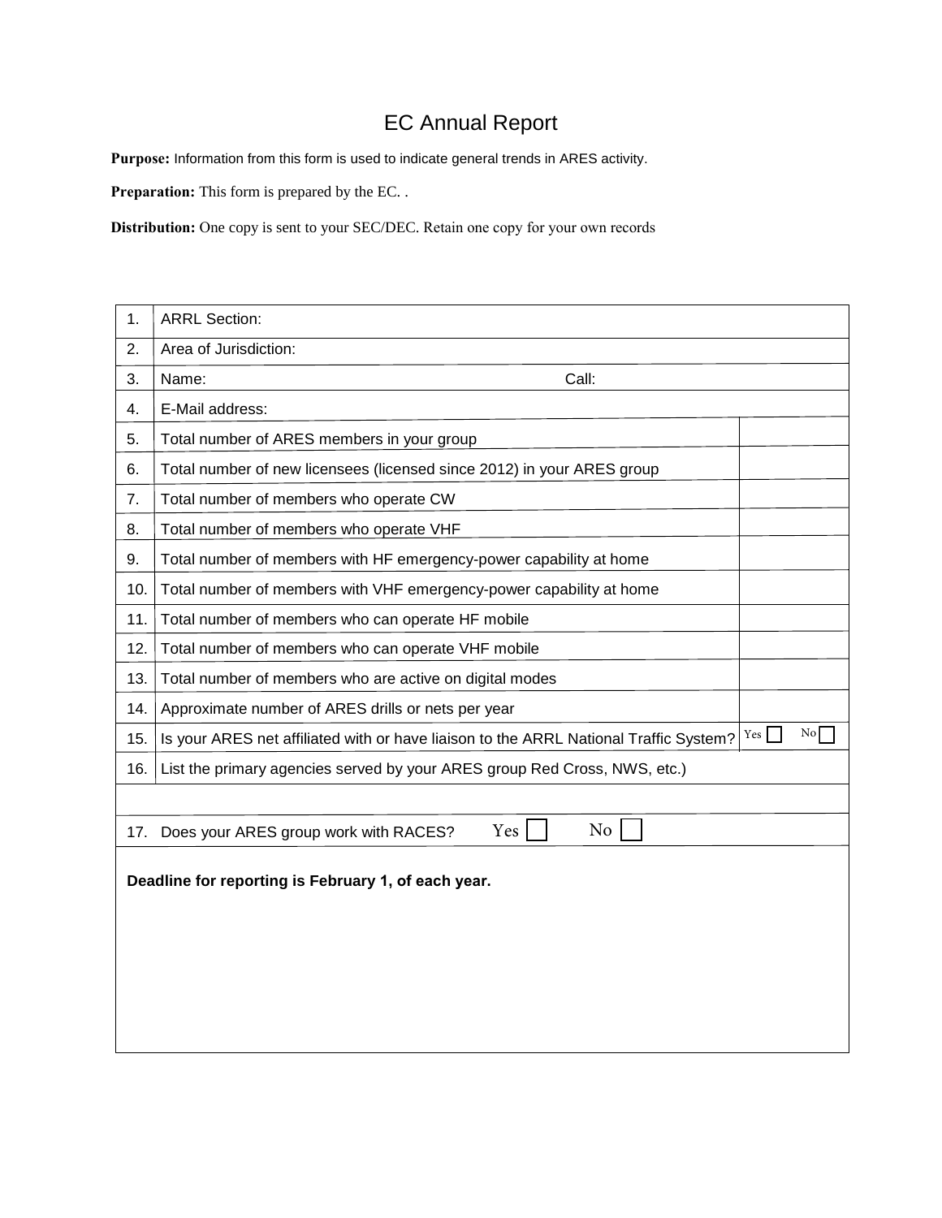# EC Annual Report

**Purpose:** Information from this form is used to indicate general trends in ARES activity.

**Preparation:** This form is prepared by the EC. .

**Distribution:** One copy is sent to your SEC/DEC. Retain one copy for your own records

| | | |
|---|---|---|
| 1. | ARRL Section: | |
| 2. | Area of Jurisdiction: | |
| 3. | Name: Call: | |
| 4. | E-Mail address: | |
| 5. | Total number of ARES members in your group | |
| 6. | Total number of new licensees (licensed since 2012) in your ARES group | |
| 7. | Total number of members who operate CW | |
| 8. | Total number of members who operate VHF | |
| 9. | Total number of members with HF emergency-power capability at home | |
| 10. | Total number of members with VHF emergency-power capability at home | |
| 11. | Total number of members who can operate HF mobile | |
| 12. | Total number of members who can operate VHF mobile | |
| 13. | Total number of members who are active on digital modes | |
| 14. | Approximate number of ARES drills or nets per year | |
| 15. | Is your ARES net affiliated with or have liaison to the ARRL National Traffic System? | Yes ☐ No ☐ |
| 16. | List the primary agencies served by your ARES group Red Cross, NWS, etc.) | |
| | | |
| 17. | Does your ARES group work with RACES? Yes ☐ No ☐ | |

**Deadline for reporting is February 1, of each year.**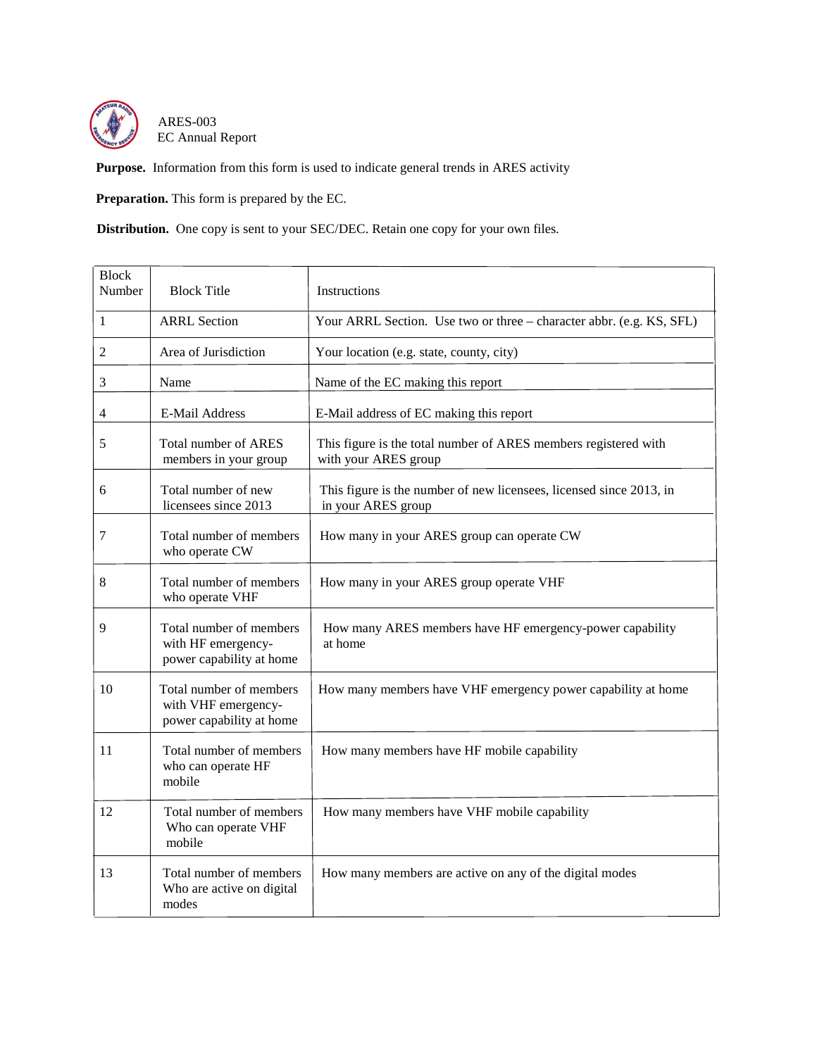ARES-003
EC Annual Report

**Purpose.** Information from this form is used to indicate general trends in ARES activity

**Preparation.** This form is prepared by the EC.

**Distribution.** One copy is sent to your SEC/DEC. Retain one copy for your own files.

| Block Number | Block Title | Instructions |
|---|---|---|
| 1 | ARRL Section | Your ARRL Section. Use two or three – character abbr. (e.g. KS, SFL) |
| 2 | Area of Jurisdiction | Your location (e.g. state, county, city) |
| 3 | Name | Name of the EC making this report |
| 4 | E-Mail Address | E-Mail address of EC making this report |
| 5 | Total number of ARES members in your group | This figure is the total number of ARES members registered with with your ARES group |
| 6 | Total number of new licensees since 2013 | This figure is the number of new licensees, licensed since 2013, in in your ARES group |
| 7 | Total number of members who operate CW | How many in your ARES group can operate CW |
| 8 | Total number of members who operate VHF | How many in your ARES group operate VHF |
| 9 | Total number of members with HF emergency-power capability at home | How many ARES members have HF emergency-power capability at home |
| 10 | Total number of members with VHF emergency-power capability at home | How many members have VHF emergency power capability at home |
| 11 | Total number of members who can operate HF mobile | How many members have HF mobile capability |
| 12 | Total number of members Who can operate VHF mobile | How many members have VHF mobile capability |
| 13 | Total number of members Who are active on digital modes | How many members are active on any of the digital modes |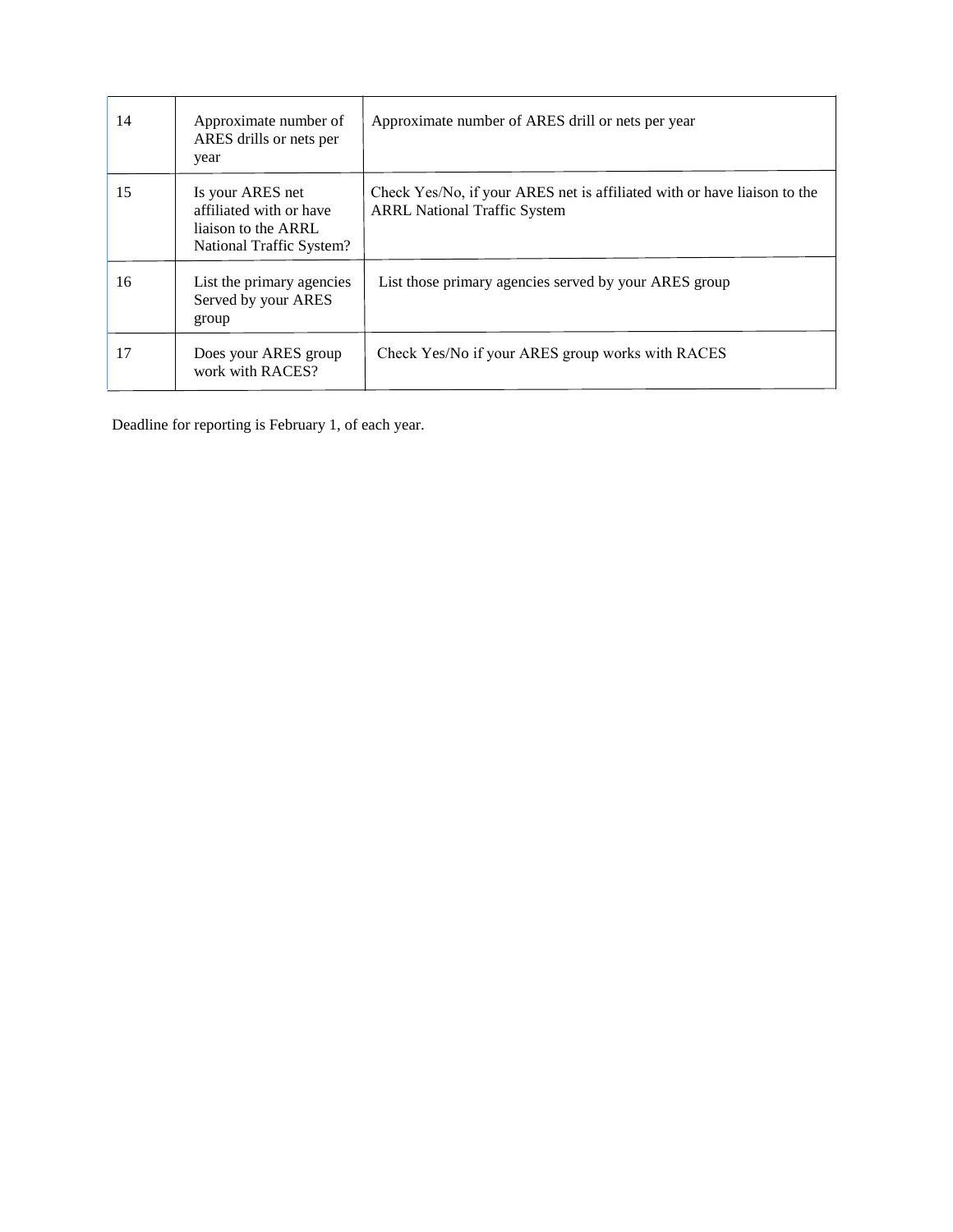| | | |
|---|---|---|
| 14 | Approximate number of ARES drills or nets per year | Approximate number of ARES drill or nets per year |
| 15 | Is your ARES net affiliated with or have liaison to the ARRL National Traffic System? | Check Yes/No, if your ARES net is affiliated with or have liaison to the ARRL National Traffic System |
| 16 | List the primary agencies Served by your ARES group | List those primary agencies served by your ARES group |
| 17 | Does your ARES group work with RACES? | Check Yes/No if your ARES group works with RACES |

Deadline for reporting is February 1, of each year.